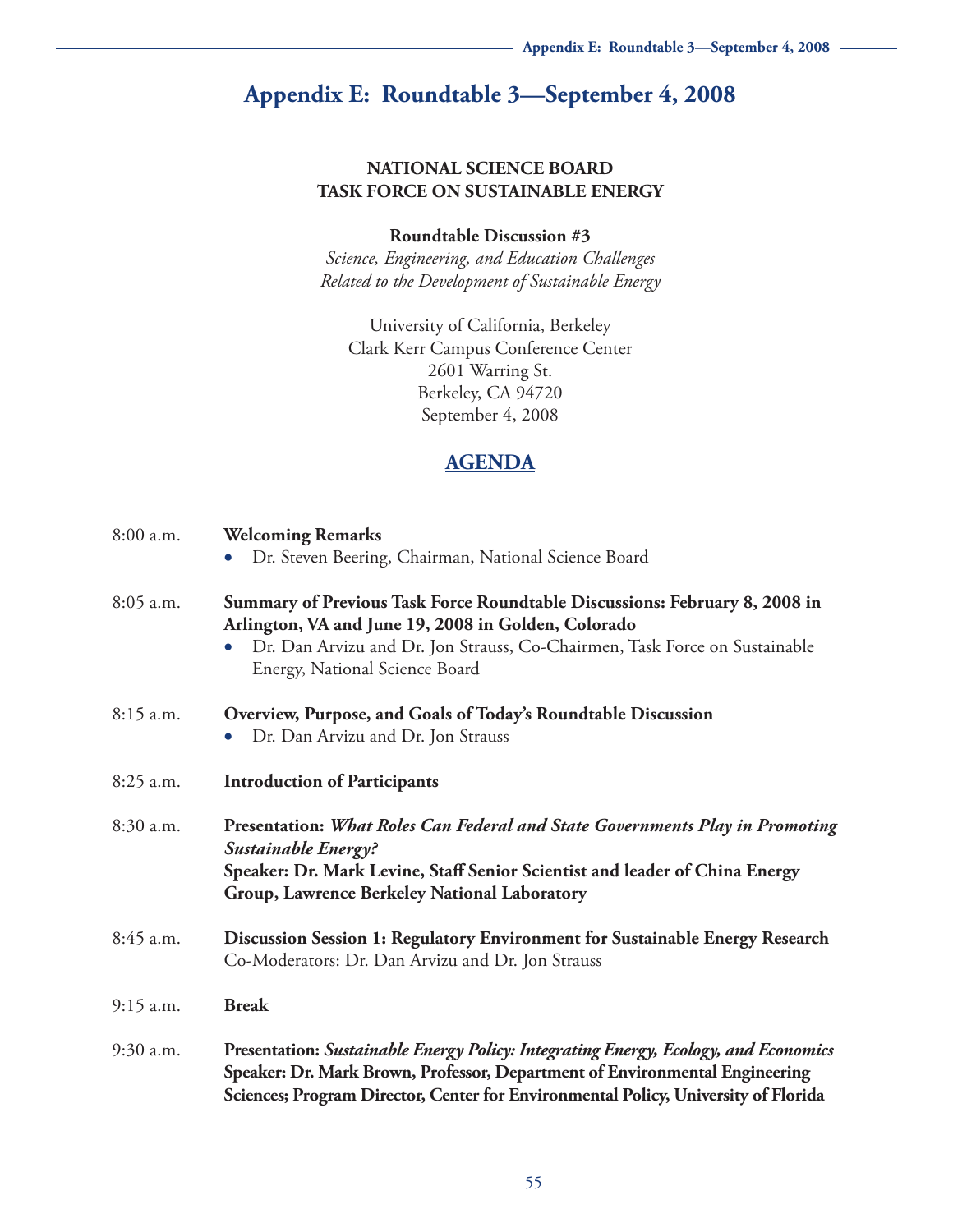# Appendix E: Roundtable 3—September 4, 2008

**NATIONAL SCIENCE BOARD**
**TASK FORCE ON SUSTAINABLE ENERGY**

**Roundtable Discussion #3**
*Science, Engineering, and Education Challenges*
*Related to the Development of Sustainable Energy*

University of California, Berkeley
Clark Kerr Campus Conference Center
2601 Warring St.
Berkeley, CA 94720
September 4, 2008

## AGENDA

8:00 a.m. **Welcoming Remarks**

- Dr. Steven Beering, Chairman, National Science Board

8:05 a.m. **Summary of Previous Task Force Roundtable Discussions: February 8, 2008 in Arlington, VA and June 19, 2008 in Golden, Colorado**

- Dr. Dan Arvizu and Dr. Jon Strauss, Co-Chairmen, Task Force on Sustainable Energy, National Science Board

8:15 a.m. **Overview, Purpose, and Goals of Today's Roundtable Discussion**

- Dr. Dan Arvizu and Dr. Jon Strauss

8:25 a.m. **Introduction of Participants**

8:30 a.m. **Presentation: *What Roles Can Federal and State Governments Play in Promoting Sustainable Energy?***
**Speaker: Dr. Mark Levine, Staff Senior Scientist and leader of China Energy Group, Lawrence Berkeley National Laboratory**

8:45 a.m. **Discussion Session 1: Regulatory Environment for Sustainable Energy Research**
Co-Moderators: Dr. Dan Arvizu and Dr. Jon Strauss

9:15 a.m. **Break**

9:30 a.m. **Presentation: *Sustainable Energy Policy: Integrating Energy, Ecology, and Economics***
**Speaker: Dr. Mark Brown, Professor, Department of Environmental Engineering Sciences; Program Director, Center for Environmental Policy, University of Florida**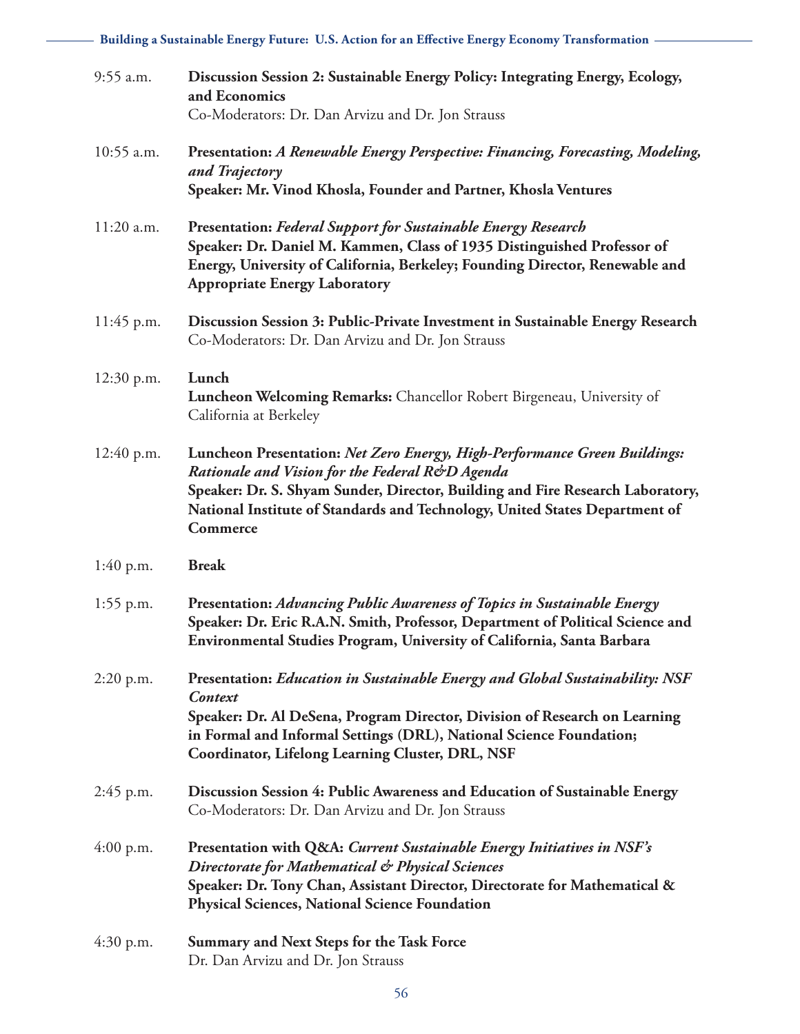| | |
|---|---|
| 9:55 a.m. | **Discussion Session 2: Sustainable Energy Policy: Integrating Energy, Ecology, and Economics**<br>Co-Moderators: Dr. Dan Arvizu and Dr. Jon Strauss |
| 10:55 a.m. | **Presentation:** ***A Renewable Energy Perspective: Financing, Forecasting, Modeling, and Trajectory***<br>**Speaker: Mr. Vinod Khosla, Founder and Partner, Khosla Ventures** |
| 11:20 a.m. | **Presentation:** ***Federal Support for Sustainable Energy Research***<br>**Speaker: Dr. Daniel M. Kammen, Class of 1935 Distinguished Professor of Energy, University of California, Berkeley; Founding Director, Renewable and Appropriate Energy Laboratory** |
| 11:45 p.m. | **Discussion Session 3: Public-Private Investment in Sustainable Energy Research**<br>Co-Moderators: Dr. Dan Arvizu and Dr. Jon Strauss |
| 12:30 p.m. | **Lunch**<br>**Luncheon Welcoming Remarks:** Chancellor Robert Birgeneau, University of California at Berkeley |
| 12:40 p.m. | **Luncheon Presentation:** ***Net Zero Energy, High-Performance Green Buildings: Rationale and Vision for the Federal R&D Agenda***<br>**Speaker: Dr. S. Shyam Sunder, Director, Building and Fire Research Laboratory, National Institute of Standards and Technology, United States Department of Commerce** |
| 1:40 p.m. | **Break** |
| 1:55 p.m. | **Presentation:** ***Advancing Public Awareness of Topics in Sustainable Energy***<br>**Speaker: Dr. Eric R.A.N. Smith, Professor, Department of Political Science and Environmental Studies Program, University of California, Santa Barbara** |
| 2:20 p.m. | **Presentation:** ***Education in Sustainable Energy and Global Sustainability: NSF Context***<br>**Speaker: Dr. Al DeSena, Program Director, Division of Research on Learning in Formal and Informal Settings (DRL), National Science Foundation; Coordinator, Lifelong Learning Cluster, DRL, NSF** |
| 2:45 p.m. | **Discussion Session 4: Public Awareness and Education of Sustainable Energy**<br>Co-Moderators: Dr. Dan Arvizu and Dr. Jon Strauss |
| 4:00 p.m. | **Presentation with Q&A:** ***Current Sustainable Energy Initiatives in NSF's Directorate for Mathematical & Physical Sciences***<br>**Speaker: Dr. Tony Chan, Assistant Director, Directorate for Mathematical & Physical Sciences, National Science Foundation** |
| 4:30 p.m. | **Summary and Next Steps for the Task Force**<br>Dr. Dan Arvizu and Dr. Jon Strauss |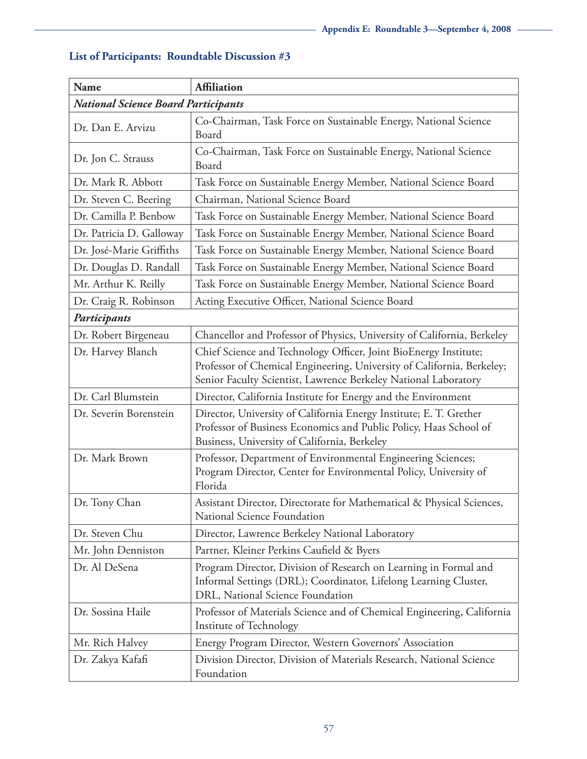## List of Participants: Roundtable Discussion #3

| Name | Affiliation |
|---|---|
| ***National Science Board Participants*** | |
| Dr. Dan E. Arvizu | Co-Chairman, Task Force on Sustainable Energy, National Science Board |
| Dr. Jon C. Strauss | Co-Chairman, Task Force on Sustainable Energy, National Science Board |
| Dr. Mark R. Abbott | Task Force on Sustainable Energy Member, National Science Board |
| Dr. Steven C. Beering | Chairman, National Science Board |
| Dr. Camilla P. Benbow | Task Force on Sustainable Energy Member, National Science Board |
| Dr. Patricia D. Galloway | Task Force on Sustainable Energy Member, National Science Board |
| Dr. José-Marie Griffiths | Task Force on Sustainable Energy Member, National Science Board |
| Dr. Douglas D. Randall | Task Force on Sustainable Energy Member, National Science Board |
| Mr. Arthur K. Reilly | Task Force on Sustainable Energy Member, National Science Board |
| Dr. Craig R. Robinson | Acting Executive Officer, National Science Board |
| ***Participants*** | |
| Dr. Robert Birgeneau | Chancellor and Professor of Physics, University of California, Berkeley |
| Dr. Harvey Blanch | Chief Science and Technology Officer, Joint BioEnergy Institute; Professor of Chemical Engineering, University of California, Berkeley; Senior Faculty Scientist, Lawrence Berkeley National Laboratory |
| Dr. Carl Blumstein | Director, California Institute for Energy and the Environment |
| Dr. Severin Borenstein | Director, University of California Energy Institute; E. T. Grether Professor of Business Economics and Public Policy, Haas School of Business, University of California, Berkeley |
| Dr. Mark Brown | Professor, Department of Environmental Engineering Sciences; Program Director, Center for Environmental Policy, University of Florida |
| Dr. Tony Chan | Assistant Director, Directorate for Mathematical & Physical Sciences, National Science Foundation |
| Dr. Steven Chu | Director, Lawrence Berkeley National Laboratory |
| Mr. John Denniston | Partner, Kleiner Perkins Caufield & Byers |
| Dr. Al DeSena | Program Director, Division of Research on Learning in Formal and Informal Settings (DRL); Coordinator, Lifelong Learning Cluster, DRL, National Science Foundation |
| Dr. Sossina Haile | Professor of Materials Science and of Chemical Engineering, California Institute of Technology |
| Mr. Rich Halvey | Energy Program Director, Western Governors' Association |
| Dr. Zakya Kafafi | Division Director, Division of Materials Research, National Science Foundation |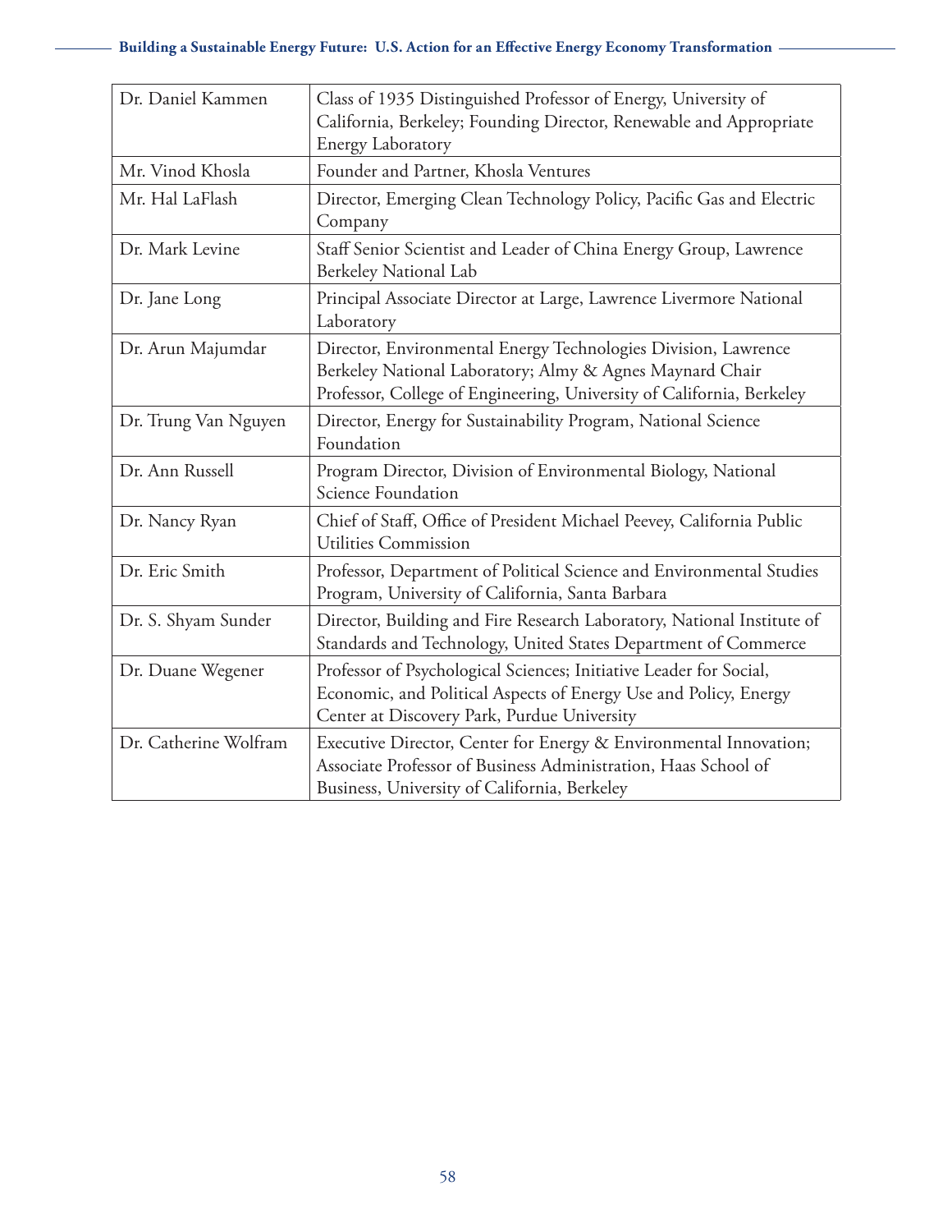| | |
|---|---|
| Dr. Daniel Kammen | Class of 1935 Distinguished Professor of Energy, University of California, Berkeley; Founding Director, Renewable and Appropriate Energy Laboratory |
| Mr. Vinod Khosla | Founder and Partner, Khosla Ventures |
| Mr. Hal LaFlash | Director, Emerging Clean Technology Policy, Pacific Gas and Electric Company |
| Dr. Mark Levine | Staff Senior Scientist and Leader of China Energy Group, Lawrence Berkeley National Lab |
| Dr. Jane Long | Principal Associate Director at Large, Lawrence Livermore National Laboratory |
| Dr. Arun Majumdar | Director, Environmental Energy Technologies Division, Lawrence Berkeley National Laboratory; Almy & Agnes Maynard Chair Professor, College of Engineering, University of California, Berkeley |
| Dr. Trung Van Nguyen | Director, Energy for Sustainability Program, National Science Foundation |
| Dr. Ann Russell | Program Director, Division of Environmental Biology, National Science Foundation |
| Dr. Nancy Ryan | Chief of Staff, Office of President Michael Peevey, California Public Utilities Commission |
| Dr. Eric Smith | Professor, Department of Political Science and Environmental Studies Program, University of California, Santa Barbara |
| Dr. S. Shyam Sunder | Director, Building and Fire Research Laboratory, National Institute of Standards and Technology, United States Department of Commerce |
| Dr. Duane Wegener | Professor of Psychological Sciences; Initiative Leader for Social, Economic, and Political Aspects of Energy Use and Policy, Energy Center at Discovery Park, Purdue University |
| Dr. Catherine Wolfram | Executive Director, Center for Energy & Environmental Innovation; Associate Professor of Business Administration, Haas School of Business, University of California, Berkeley |